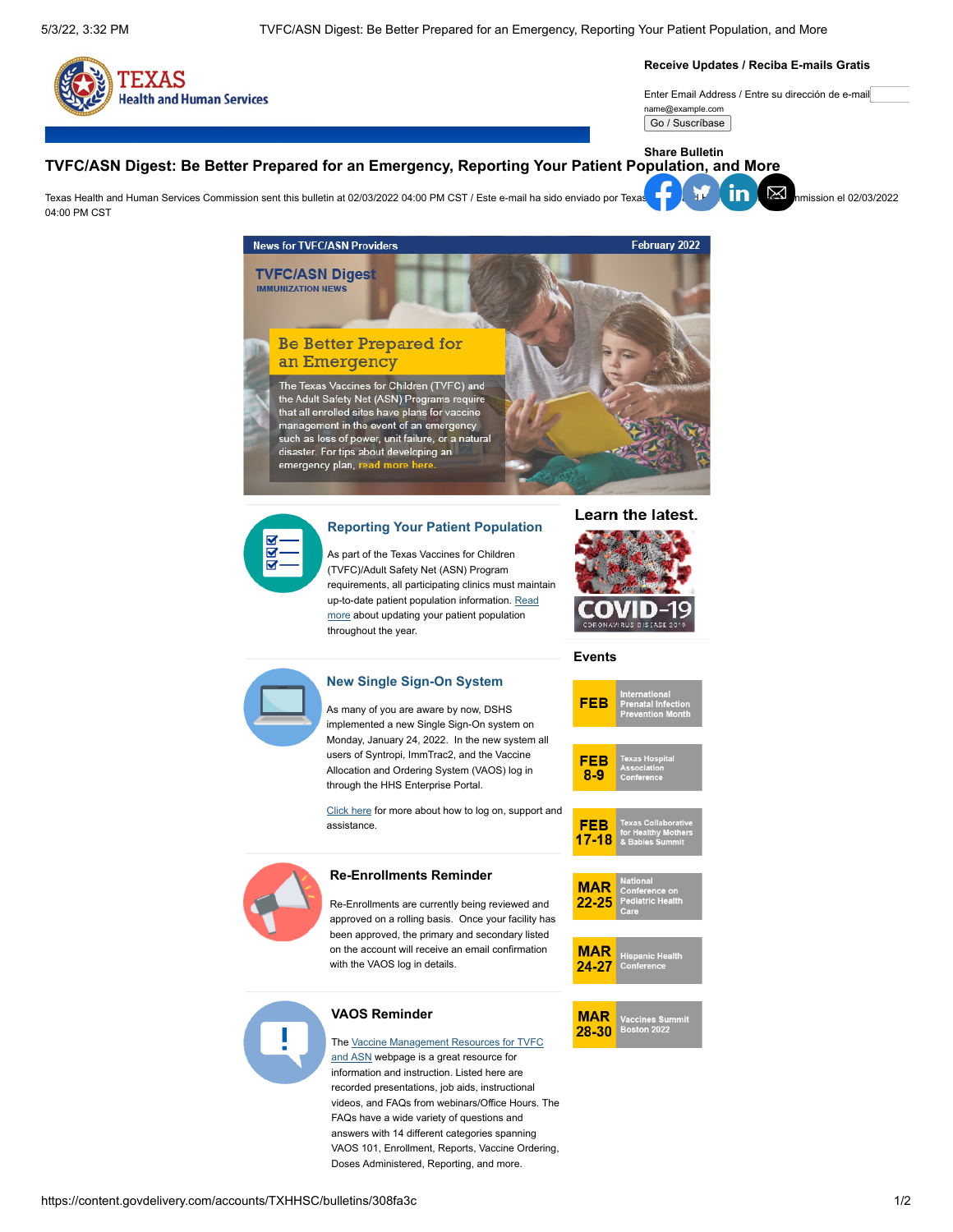# TVFC/ASN Digest: Be Better Prepared for an Emergency, Reporting Your Patient Population, and More

**Receive Updates / Reciba E-mails Gratis**

Enter Email Address / Entre su dirección de e-mail

name@example.com

Go / Suscríbase

**Share Bulletin**

Texas Health and Human Services Commission sent this bulletin at 02/03/2022 04:00 PM CST / Este e-mail ha sido enviado por Texas Health and Human Services Commission el 02/03/2022 04:00 PM CST

**News for TVFC/ASN Providers** — February 2022

## TVFC/ASN Digest

IMMUNIZATION NEWS

## Be Better Prepared for an Emergency

The Texas Vaccines for Children (TVFC) and the Adult Safety Net (ASN) Programs require that all enrolled sites have plans for vaccine management in the event of an emergency such as loss of power, unit failure, or a natural disaster. For tips about developing an emergency plan, read more here.

### Reporting Your Patient Population

As part of the Texas Vaccines for Children (TVFC)/Adult Safety Net (ASN) Program requirements, all participating clinics must maintain up-to-date patient population information. Read more about updating your patient population throughout the year.

### New Single Sign-On System

As many of you are aware by now, DSHS implemented a new Single Sign-On system on Monday, January 24, 2022. In the new system all users of Syntropi, ImmTrac2, and the Vaccine Allocation and Ordering System (VAOS) log in through the HHS Enterprise Portal.

Click here for more about how to log on, support and assistance.

### Re-Enrollments Reminder

Re-Enrollments are currently being reviewed and approved on a rolling basis. Once your facility has been approved, the primary and secondary listed on the account will receive an email confirmation with the VAOS log in details.

### VAOS Reminder

The Vaccine Management Resources for TVFC and ASN webpage is a great resource for information and instruction. Listed here are recorded presentations, job aids, instructional videos, and FAQs from webinars/Office Hours. The FAQs have a wide variety of questions and answers with 14 different categories spanning VAOS 101, Enrollment, Reports, Vaccine Ordering, Doses Administered, Reporting, and more.

**Learn the latest.**

COVID-19
CORONAVIRUS DISEASE 2019

### Events

| Date | Event |
|---|---|
| FEB | International Prenatal Infection Prevention Month |
| FEB 8-9 | Texas Hospital Association Conference |
| FEB 17-18 | Texas Collaborative for Healthy Mothers & Babies Summit |
| MAR 22-25 | National Conference on Pediatric Health Care |
| MAR 24-27 | Hispanic Health Conference |
| MAR 28-30 | Vaccines Summit Boston 2022 |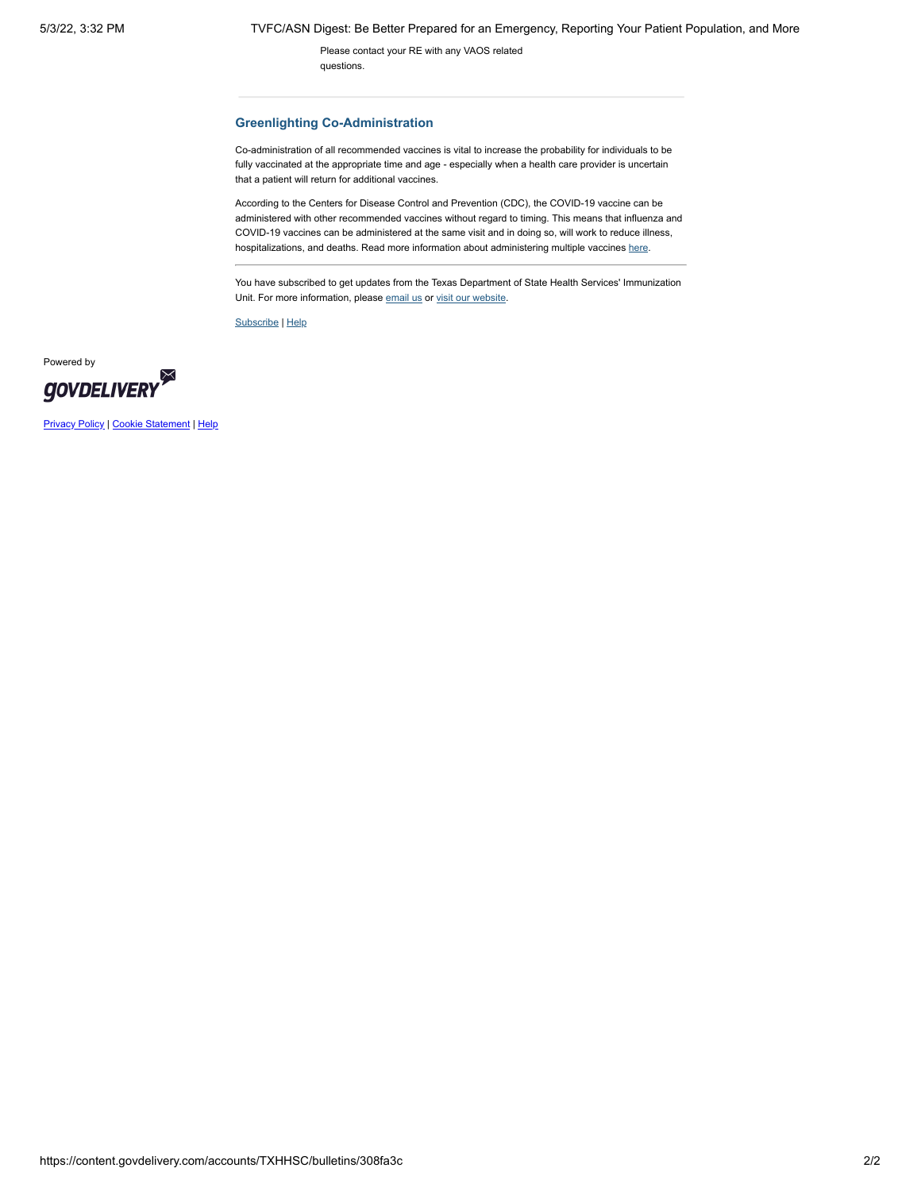Please contact your RE with any VAOS related questions.

---

## Greenlighting Co-Administration

Co-administration of all recommended vaccines is vital to increase the probability for individuals to be fully vaccinated at the appropriate time and age - especially when a health care provider is uncertain that a patient will return for additional vaccines.

According to the Centers for Disease Control and Prevention (CDC), the COVID-19 vaccine can be administered with other recommended vaccines without regard to timing. This means that influenza and COVID-19 vaccines can be administered at the same visit and in doing so, will work to reduce illness, hospitalizations, and deaths. Read more information about administering multiple vaccines here.

---

You have subscribed to get updates from the Texas Department of State Health Services' Immunization Unit. For more information, please email us or visit our website.

Subscribe | Help

Powered by GOVDELIVERY

Privacy Policy | Cookie Statement | Help